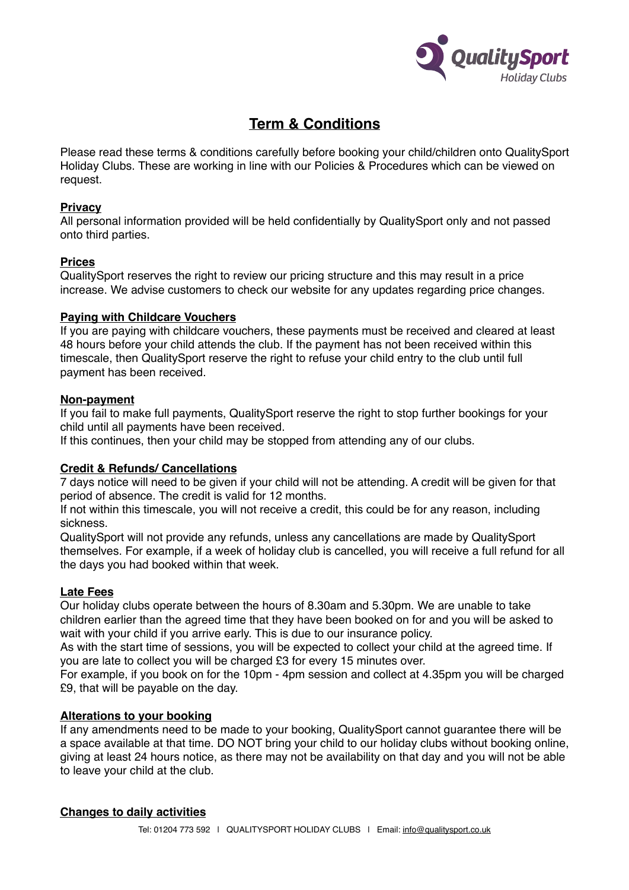# Term & Conditions

Please read these terms & conditions carefully before booking your child/children onto QualitySport Holiday Clubs. These are working in line with our Policies & Procedures which can be viewed on request.

## Privacy

All personal information provided will be held confidentially by QualitySport only and not passed onto third parties.

## Prices

QualitySport reserves the right to review our pricing structure and this may result in a price increase. We advise customers to check our website for any updates regarding price changes.

## Paying with Childcare Vouchers

If you are paying with childcare vouchers, these payments must be received and cleared at least 48 hours before your child attends the club. If the payment has not been received within this timescale, then QualitySport reserve the right to refuse your child entry to the club until full payment has been received.

## Non-payment

If you fail to make full payments, QualitySport reserve the right to stop further bookings for your child until all payments have been received.
If this continues, then your child may be stopped from attending any of our clubs.

## Credit & Refunds/ Cancellations

7 days notice will need to be given if your child will not be attending. A credit will be given for that period of absence. The credit is valid for 12 months.
If not within this timescale, you will not receive a credit, this could be for any reason, including sickness.
QualitySport will not provide any refunds, unless any cancellations are made by QualitySport themselves. For example, if a week of holiday club is cancelled, you will receive a full refund for all the days you had booked within that week.

## Late Fees

Our holiday clubs operate between the hours of 8.30am and 5.30pm. We are unable to take children earlier than the agreed time that they have been booked on for and you will be asked to wait with your child if you arrive early. This is due to our insurance policy.
As with the start time of sessions, you will be expected to collect your child at the agreed time. If you are late to collect you will be charged £3 for every 15 minutes over.
For example, if you book on for the 10pm - 4pm session and collect at 4.35pm you will be charged £9, that will be payable on the day.

## Alterations to your booking

If any amendments need to be made to your booking, QualitySport cannot guarantee there will be a space available at that time. DO NOT bring your child to our holiday clubs without booking online, giving at least 24 hours notice, as there may not be availability on that day and you will not be able to leave your child at the club.

## Changes to daily activities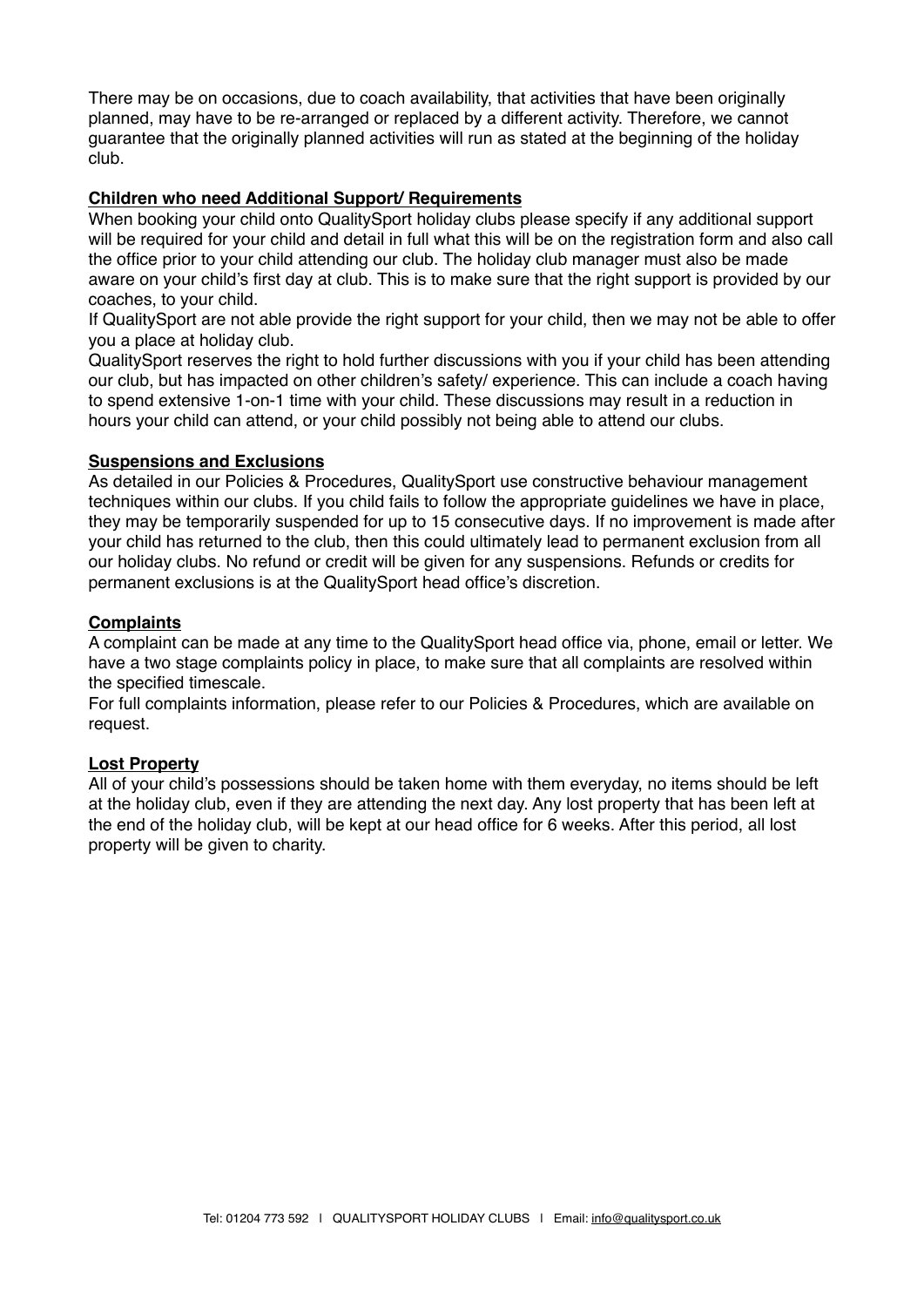There may be on occasions, due to coach availability, that activities that have been originally planned, may have to be re-arranged or replaced by a different activity. Therefore, we cannot guarantee that the originally planned activities will run as stated at the beginning of the holiday club.

**Children who need Additional Support/ Requirements**

When booking your child onto QualitySport holiday clubs please specify if any additional support will be required for your child and detail in full what this will be on the registration form and also call the office prior to your child attending our club. The holiday club manager must also be made aware on your child's first day at club. This is to make sure that the right support is provided by our coaches, to your child.

If QualitySport are not able provide the right support for your child, then we may not be able to offer you a place at holiday club.

QualitySport reserves the right to hold further discussions with you if your child has been attending our club, but has impacted on other children's safety/ experience. This can include a coach having to spend extensive 1-on-1 time with your child. These discussions may result in a reduction in hours your child can attend, or your child possibly not being able to attend our clubs.

**Suspensions and Exclusions**

As detailed in our Policies & Procedures, QualitySport use constructive behaviour management techniques within our clubs. If you child fails to follow the appropriate guidelines we have in place, they may be temporarily suspended for up to 15 consecutive days. If no improvement is made after your child has returned to the club, then this could ultimately lead to permanent exclusion from all our holiday clubs. No refund or credit will be given for any suspensions. Refunds or credits for permanent exclusions is at the QualitySport head office's discretion.

**Complaints**

A complaint can be made at any time to the QualitySport head office via, phone, email or letter. We have a two stage complaints policy in place, to make sure that all complaints are resolved within the specified timescale.

For full complaints information, please refer to our Policies & Procedures, which are available on request.

**Lost Property**

All of your child's possessions should be taken home with them everyday, no items should be left at the holiday club, even if they are attending the next day. Any lost property that has been left at the end of the holiday club, will be kept at our head office for 6 weeks. After this period, all lost property will be given to charity.